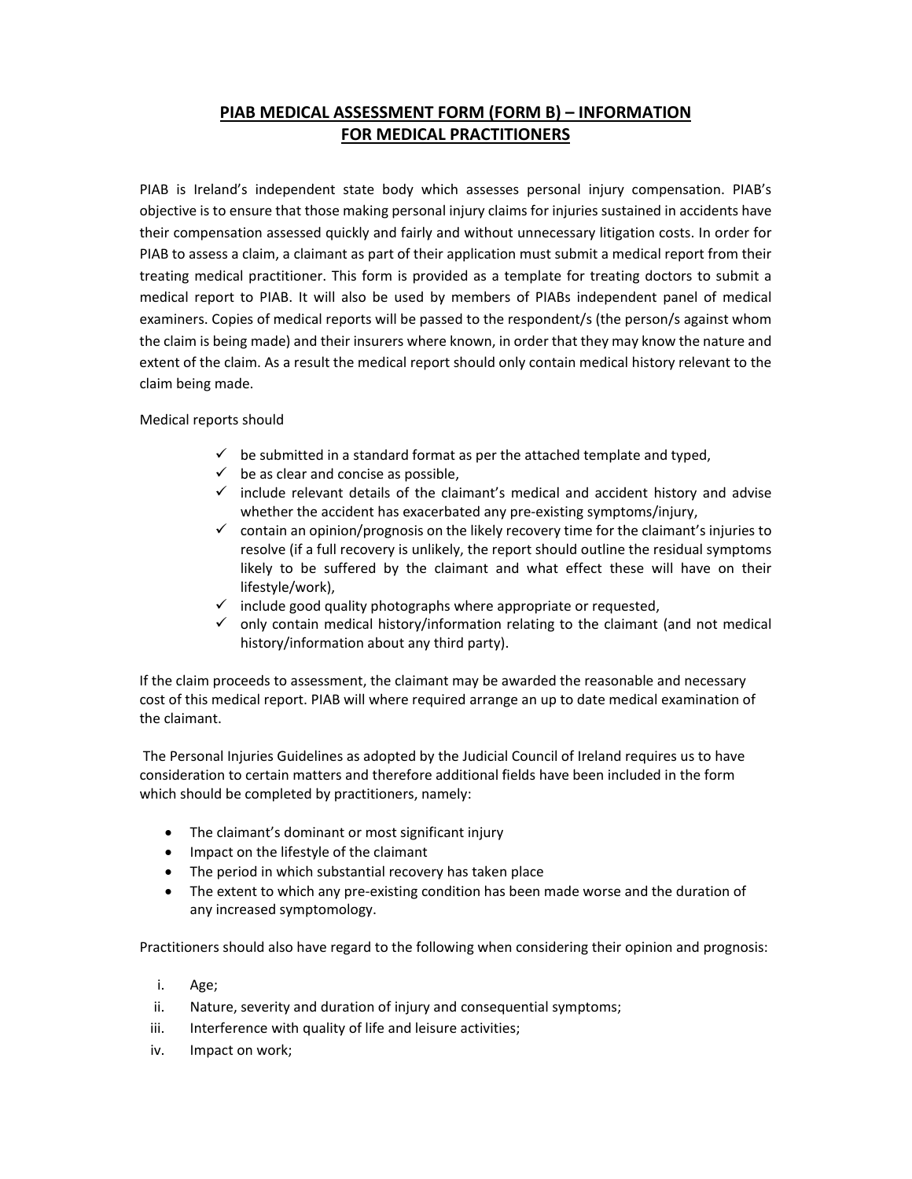# PIAB MEDICAL ASSESSMENT FORM (FORM B) – INFORMATION FOR MEDICAL PRACTITIONERS

PIAB is Ireland's independent state body which assesses personal injury compensation. PIAB's objective is to ensure that those making personal injury claims for injuries sustained in accidents have their compensation assessed quickly and fairly and without unnecessary litigation costs. In order for PIAB to assess a claim, a claimant as part of their application must submit a medical report from their treating medical practitioner. This form is provided as a template for treating doctors to submit a medical report to PIAB. It will also be used by members of PIABs independent panel of medical examiners. Copies of medical reports will be passed to the respondent/s (the person/s against whom the claim is being made) and their insurers where known, in order that they may know the nature and extent of the claim. As a result the medical report should only contain medical history relevant to the claim being made.

Medical reports should

- ✓ be submitted in a standard format as per the attached template and typed,
- ✓ be as clear and concise as possible,
- ✓ include relevant details of the claimant's medical and accident history and advise whether the accident has exacerbated any pre-existing symptoms/injury,
- ✓ contain an opinion/prognosis on the likely recovery time for the claimant's injuries to resolve (if a full recovery is unlikely, the report should outline the residual symptoms likely to be suffered by the claimant and what effect these will have on their lifestyle/work),
- ✓ include good quality photographs where appropriate or requested,
- ✓ only contain medical history/information relating to the claimant (and not medical history/information about any third party).

If the claim proceeds to assessment, the claimant may be awarded the reasonable and necessary cost of this medical report. PIAB will where required arrange an up to date medical examination of the claimant.

The Personal Injuries Guidelines as adopted by the Judicial Council of Ireland requires us to have consideration to certain matters and therefore additional fields have been included in the form which should be completed by practitioners, namely:

- The claimant's dominant or most significant injury
- Impact on the lifestyle of the claimant
- The period in which substantial recovery has taken place
- The extent to which any pre-existing condition has been made worse and the duration of any increased symptomology.

Practitioners should also have regard to the following when considering their opinion and prognosis:

i. Age;
ii. Nature, severity and duration of injury and consequential symptoms;
iii. Interference with quality of life and leisure activities;
iv. Impact on work;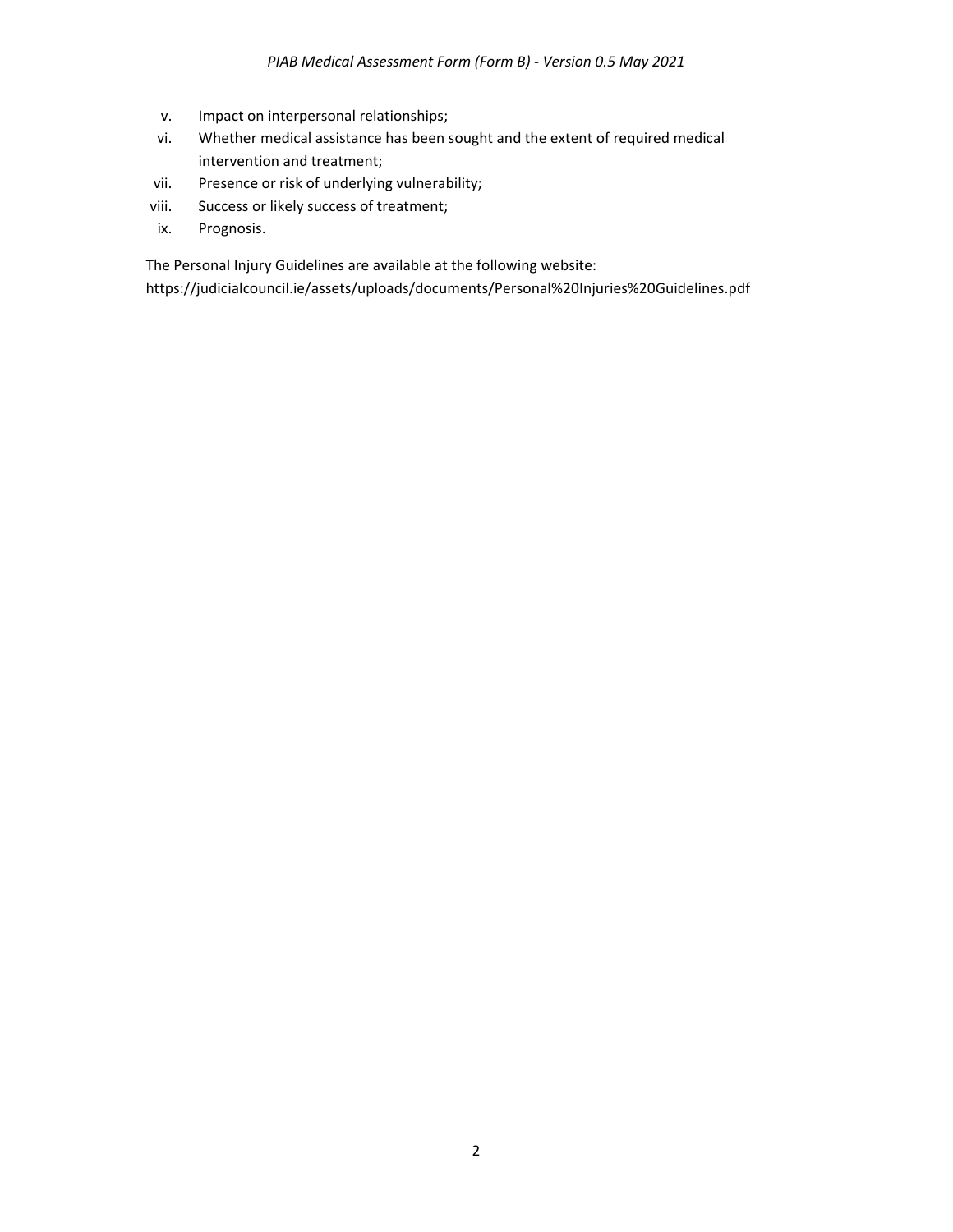v. Impact on interpersonal relationships;
vi. Whether medical assistance has been sought and the extent of required medical intervention and treatment;
vii. Presence or risk of underlying vulnerability;
viii. Success or likely success of treatment;
ix. Prognosis.

The Personal Injury Guidelines are available at the following website:
https://judicialcouncil.ie/assets/uploads/documents/Personal%20Injuries%20Guidelines.pdf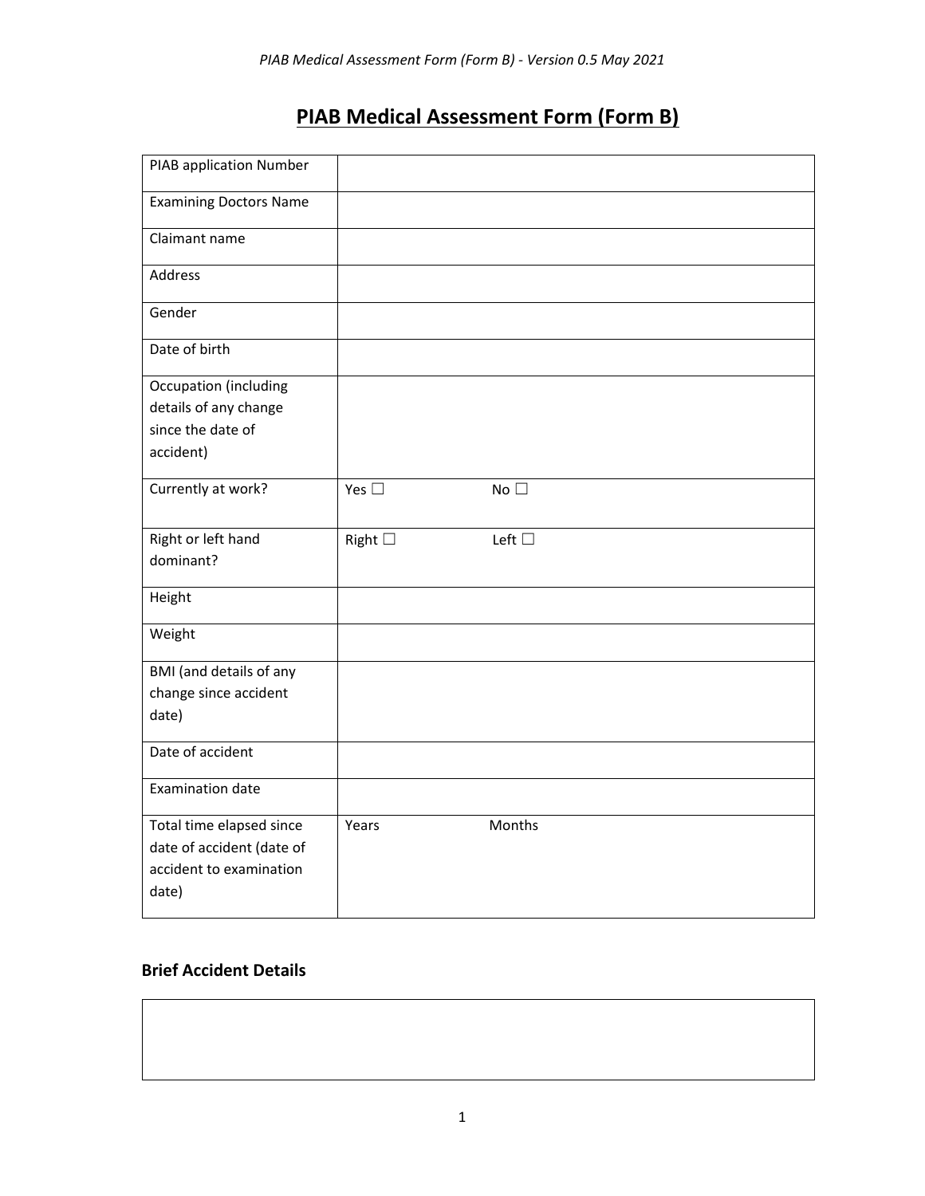# PIAB Medical Assessment Form (Form B)

| | | |
|---|---|---|
| PIAB application Number | | |
| Examining Doctors Name | | |
| Claimant name | | |
| Address | | |
| Gender | | |
| Date of birth | | |
| Occupation (including details of any change since the date of accident) | | |
| Currently at work? | Yes ☐ | No ☐ |
| Right or left hand dominant? | Right ☐ | Left ☐ |
| Height | | |
| Weight | | |
| BMI (and details of any change since accident date) | | |
| Date of accident | | |
| Examination date | | |
| Total time elapsed since date of accident (date of accident to examination date) | Years | Months |

## Brief Accident Details

| |
|---|
| |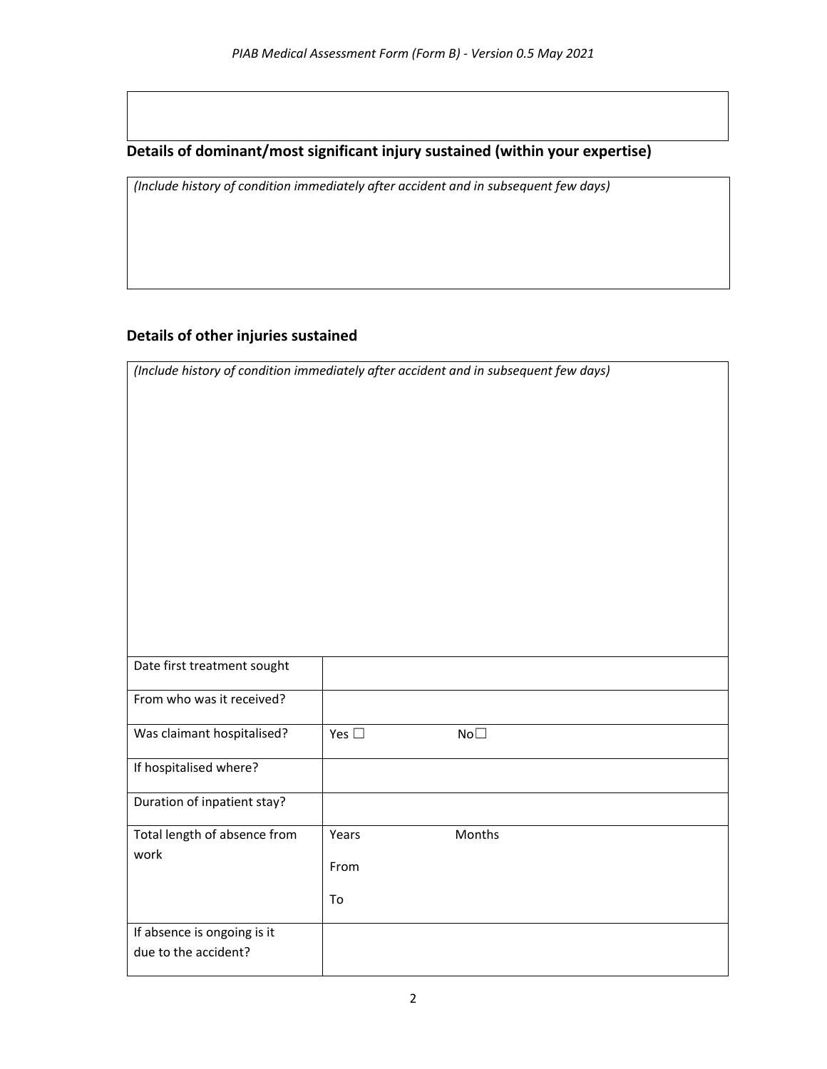| |
|---|
| |

## Details of dominant/most significant injury sustained (within your expertise)

| *(Include history of condition immediately after accident and in subsequent few days)* |
|---|
| |

## Details of other injuries sustained

| *(Include history of condition immediately after accident and in subsequent few days)* | |
|---|---|
| | |
| Date first treatment sought | |
| From who was it received? | |
| Was claimant hospitalised? | Yes ☐ No☐ |
| If hospitalised where? | |
| Duration of inpatient stay? | |
| Total length of absence from work | Years Months<br>From<br>To |
| If absence is ongoing is it due to the accident? | |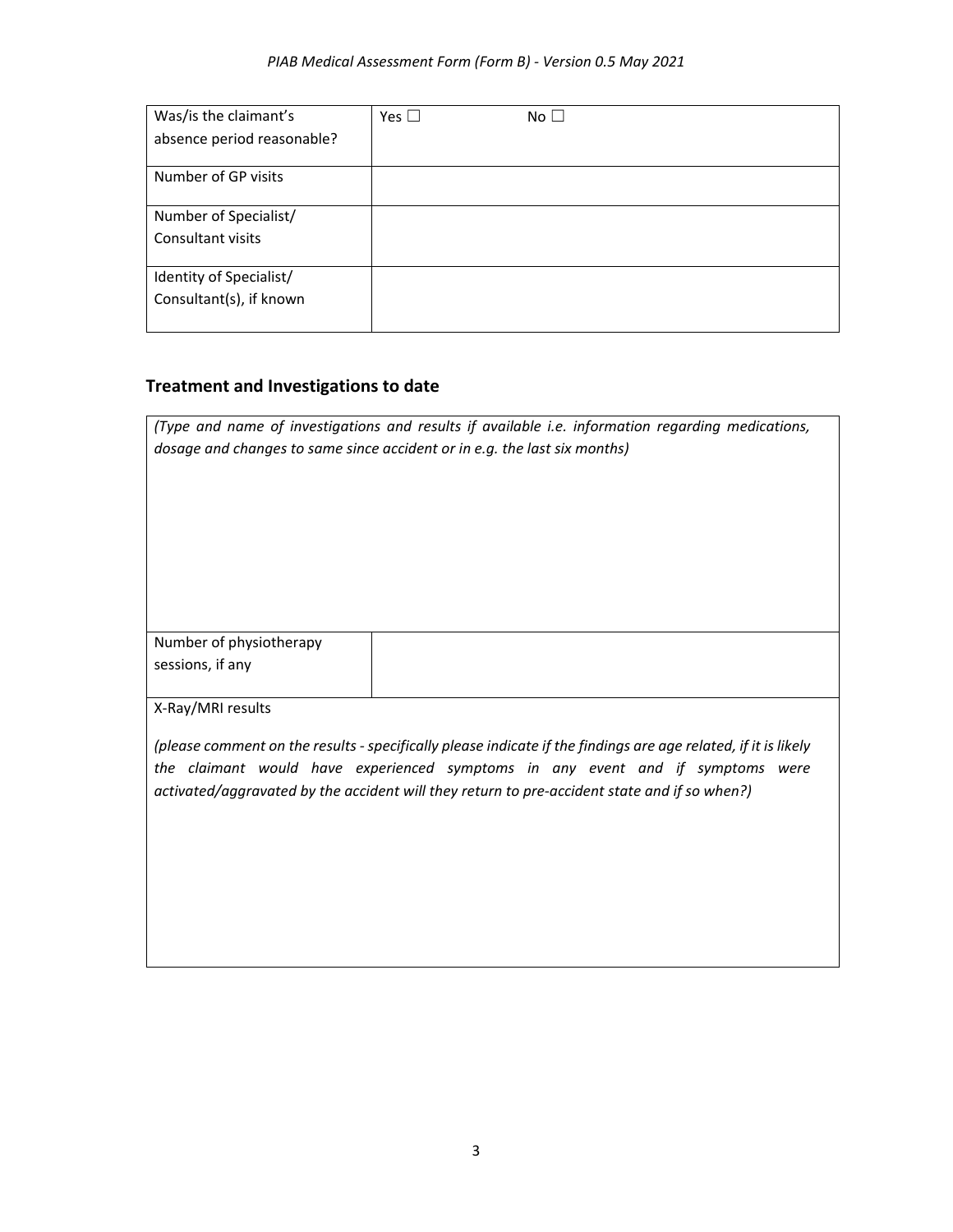| Was/is the claimant's absence period reasonable? | Yes ☐ No ☐ |
|---|---|
| Number of GP visits | |
| Number of Specialist/ Consultant visits | |
| Identity of Specialist/ Consultant(s), if known | |

## Treatment and Investigations to date

| *(Type and name of investigations and results if available i.e. information regarding medications, dosage and changes to same since accident or in e.g. the last six months)* | |
|---|---|
| Number of physiotherapy sessions, if any | |
| X-Ray/MRI results<br><br>*(please comment on the results - specifically please indicate if the findings are age related, if it is likely the claimant would have experienced symptoms in any event and if symptoms were activated/aggravated by the accident will they return to pre-accident state and if so when?)* | |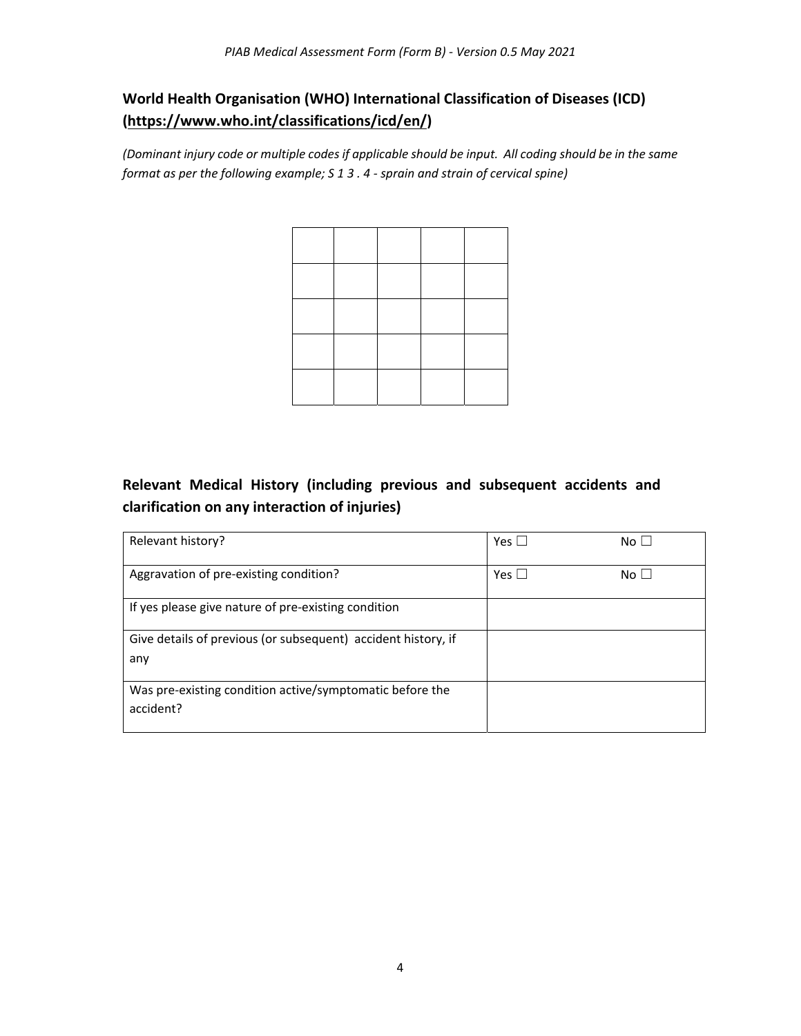## World Health Organisation (WHO) International Classification of Diseases (ICD) (https://www.who.int/classifications/icd/en/)

*(Dominant injury code or multiple codes if applicable should be input. All coding should be in the same format as per the following example; S 1 3 . 4 - sprain and strain of cervical spine)*

| | | | | |
|---|---|---|---|---|
| | | | | |
| | | | | |
| | | | | |
| | | | | |
| | | | | |

## Relevant Medical History (including previous and subsequent accidents and clarification on any interaction of injuries)

| | | |
|---|---|---|
| Relevant history? | Yes ☐ | No ☐ |
| Aggravation of pre-existing condition? | Yes ☐ | No ☐ |
| If yes please give nature of pre-existing condition | | |
| Give details of previous (or subsequent) accident history, if any | | |
| Was pre-existing condition active/symptomatic before the accident? | | |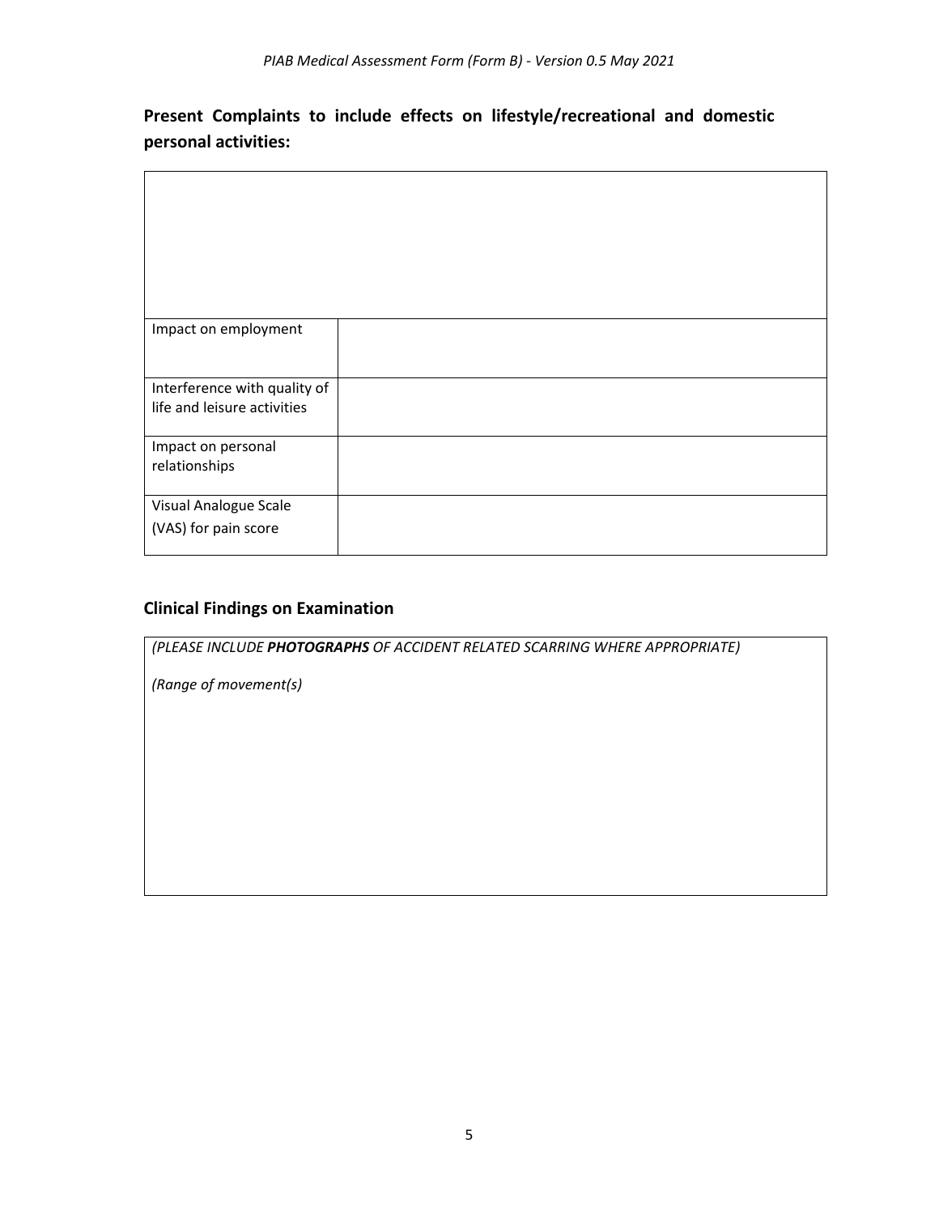## Present Complaints to include effects on lifestyle/recreational and domestic personal activities:

| | |
|---|---|
| | |
| Impact on employment | |
| Interference with quality of life and leisure activities | |
| Impact on personal relationships | |
| Visual Analogue Scale (VAS) for pain score | |

## Clinical Findings on Examination

*(PLEASE INCLUDE **PHOTOGRAPHS** OF ACCIDENT RELATED SCARRING WHERE APPROPRIATE)*

*(Range of movement(s)*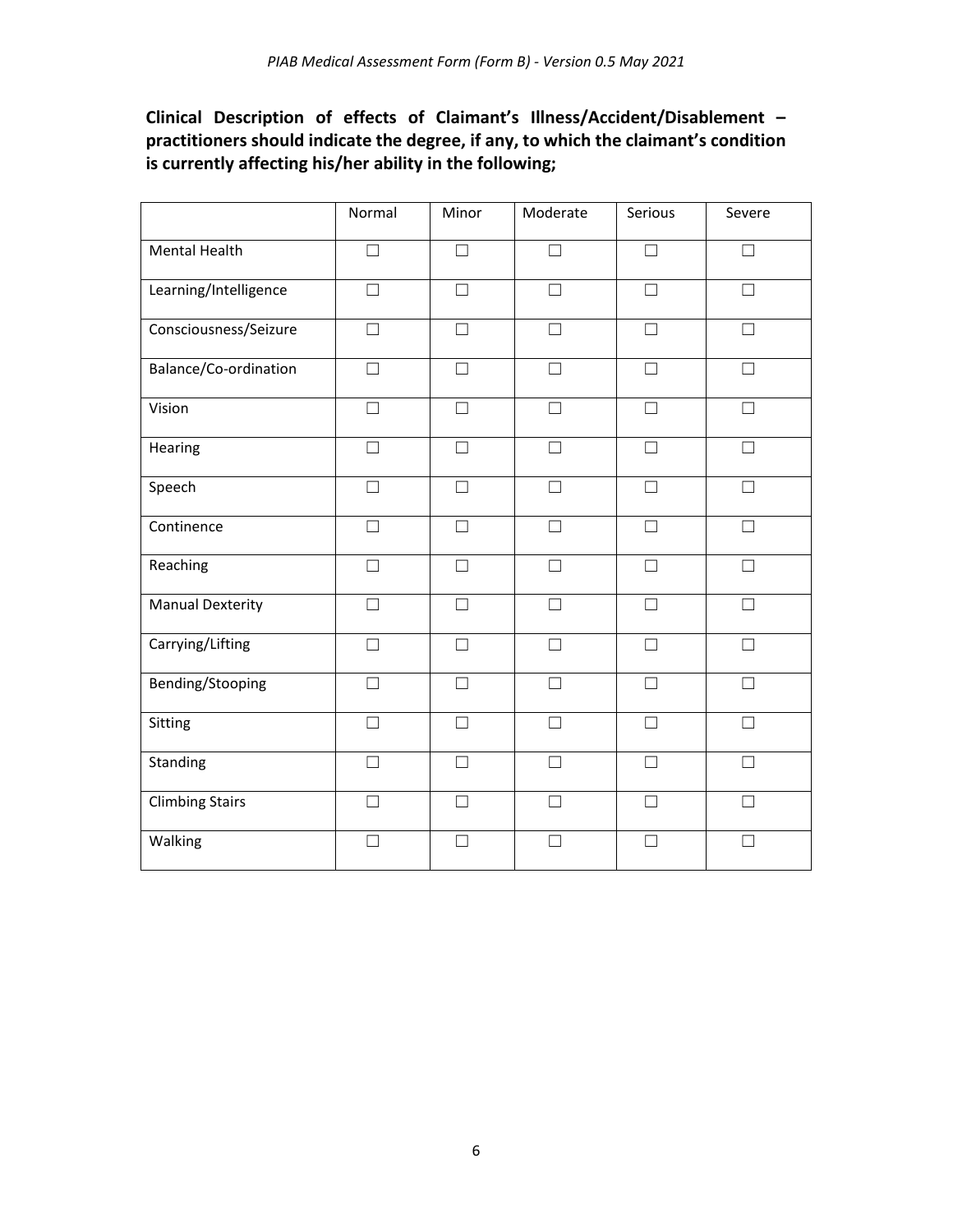**Clinical Description of effects of Claimant's Illness/Accident/Disablement – practitioners should indicate the degree, if any, to which the claimant's condition is currently affecting his/her ability in the following;**

| | Normal | Minor | Moderate | Serious | Severe |
|---|---|---|---|---|---|
| Mental Health | ☐ | ☐ | ☐ | ☐ | ☐ |
| Learning/Intelligence | ☐ | ☐ | ☐ | ☐ | ☐ |
| Consciousness/Seizure | ☐ | ☐ | ☐ | ☐ | ☐ |
| Balance/Co-ordination | ☐ | ☐ | ☐ | ☐ | ☐ |
| Vision | ☐ | ☐ | ☐ | ☐ | ☐ |
| Hearing | ☐ | ☐ | ☐ | ☐ | ☐ |
| Speech | ☐ | ☐ | ☐ | ☐ | ☐ |
| Continence | ☐ | ☐ | ☐ | ☐ | ☐ |
| Reaching | ☐ | ☐ | ☐ | ☐ | ☐ |
| Manual Dexterity | ☐ | ☐ | ☐ | ☐ | ☐ |
| Carrying/Lifting | ☐ | ☐ | ☐ | ☐ | ☐ |
| Bending/Stooping | ☐ | ☐ | ☐ | ☐ | ☐ |
| Sitting | ☐ | ☐ | ☐ | ☐ | ☐ |
| Standing | ☐ | ☐ | ☐ | ☐ | ☐ |
| Climbing Stairs | ☐ | ☐ | ☐ | ☐ | ☐ |
| Walking | ☐ | ☐ | ☐ | ☐ | ☐ |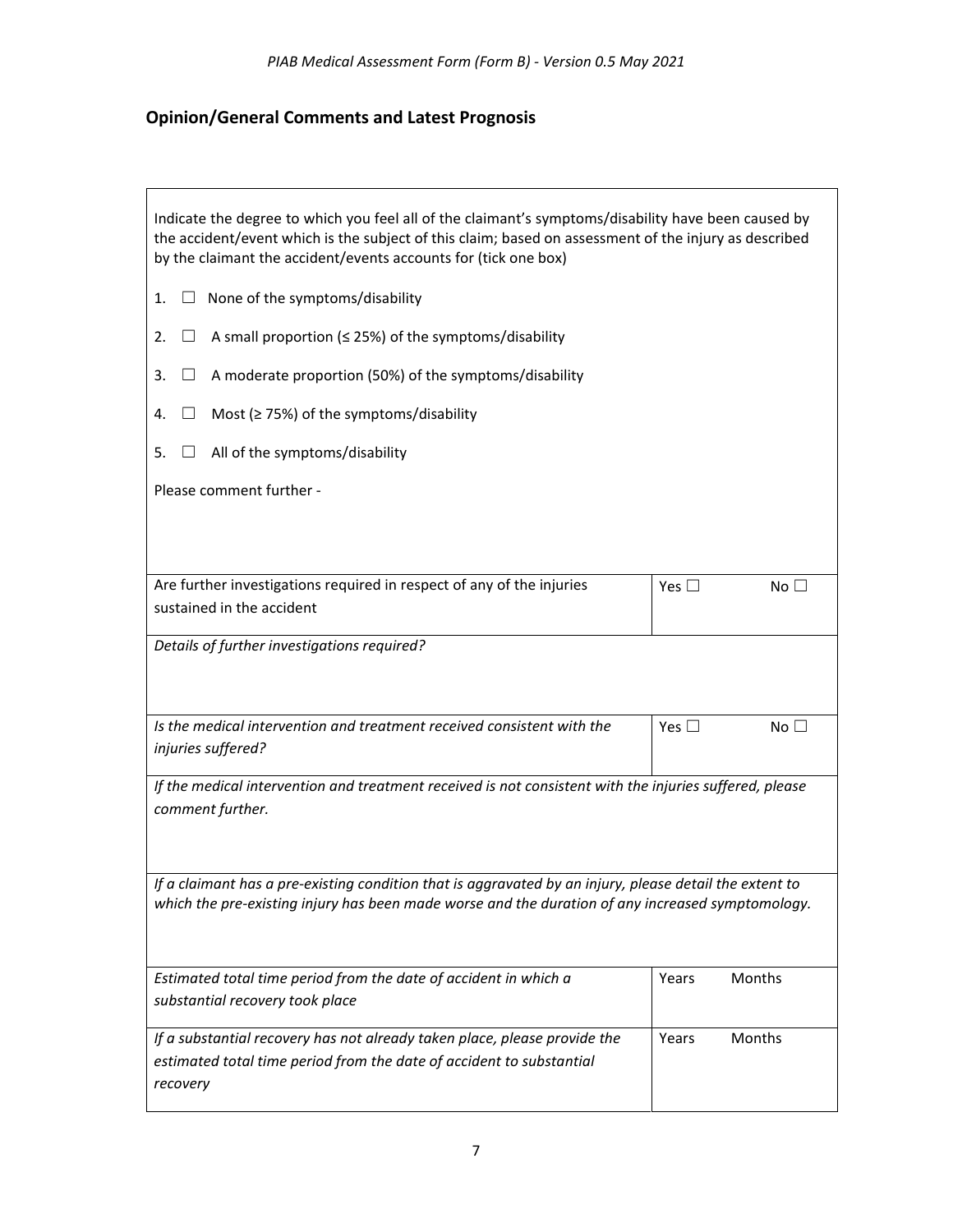## Opinion/General Comments and Latest Prognosis

Indicate the degree to which you feel all of the claimant's symptoms/disability have been caused by the accident/event which is the subject of this claim; based on assessment of the injury as described by the claimant the accident/events accounts for (tick one box)

1. ☐ None of the symptoms/disability
2. ☐ A small proportion (≤ 25%) of the symptoms/disability
3. ☐ A moderate proportion (50%) of the symptoms/disability
4. ☐ Most (≥ 75%) of the symptoms/disability
5. ☐ All of the symptoms/disability

Please comment further -

| | |
|---|---|
| Are further investigations required in respect of any of the injuries sustained in the accident | Yes ☐ No ☐ |
| *Details of further investigations required?* | |
| *Is the medical intervention and treatment received consistent with the injuries suffered?* | Yes ☐ No ☐ |
| *If the medical intervention and treatment received is not consistent with the injuries suffered, please comment further.* | |
| *If a claimant has a pre-existing condition that is aggravated by an injury, please detail the extent to which the pre-existing injury has been made worse and the duration of any increased symptomology.* | |
| *Estimated total time period from the date of accident in which a substantial recovery took place* | Years Months |
| *If a substantial recovery has not already taken place, please provide the estimated total time period from the date of accident to substantial recovery* | Years Months |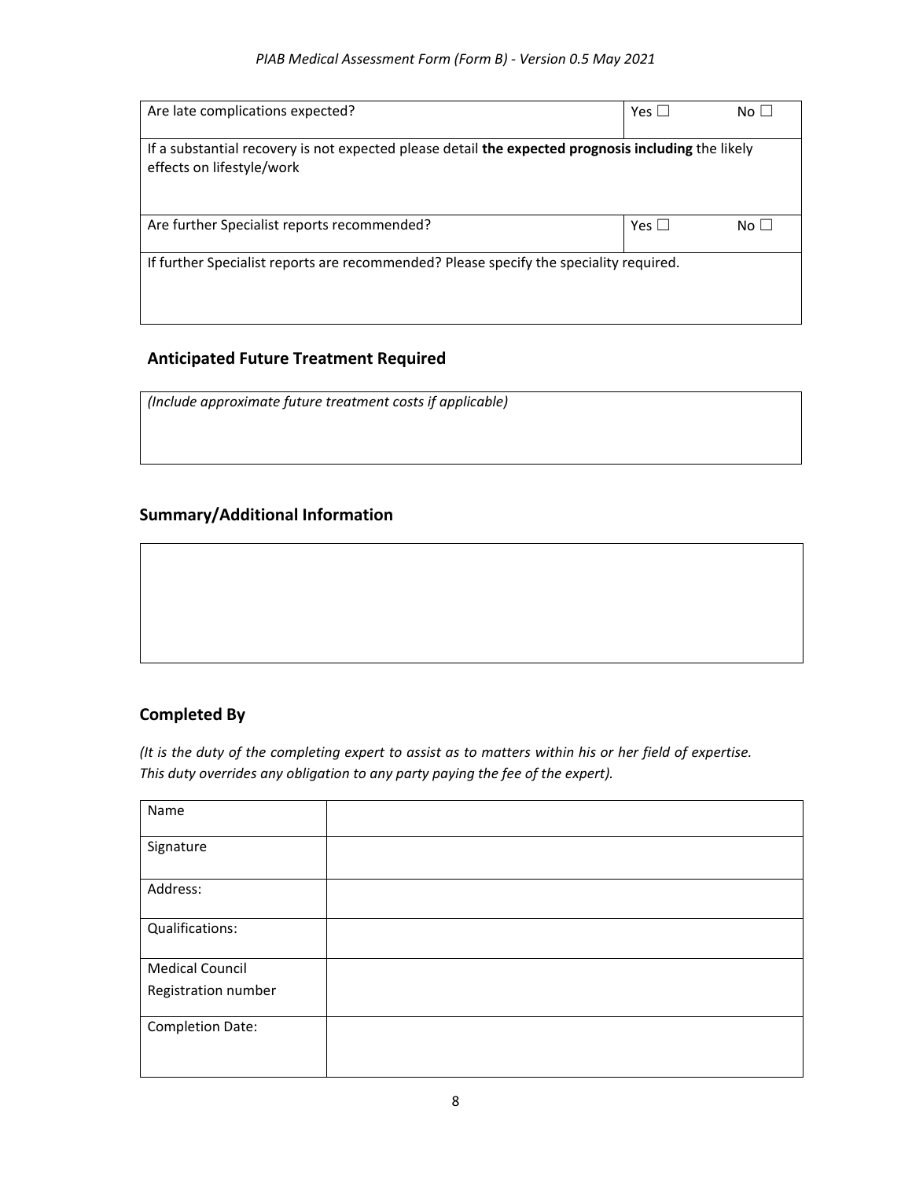| Are late complications expected? | Yes ☐ | No ☐ |
|---|---|---|
| If a substantial recovery is not expected please detail **the expected prognosis including** the likely effects on lifestyle/work | | |
| Are further Specialist reports recommended? | Yes ☐ | No ☐ |
| If further Specialist reports are recommended? Please specify the speciality required. | | |

## Anticipated Future Treatment Required

*(Include approximate future treatment costs if applicable)*

## Summary/Additional Information

## Completed By

*(It is the duty of the completing expert to assist as to matters within his or her field of expertise. This duty overrides any obligation to any party paying the fee of the expert).*

| Name | |
|---|---|
| Signature | |
| Address: | |
| Qualifications: | |
| Medical Council Registration number | |
| Completion Date: | |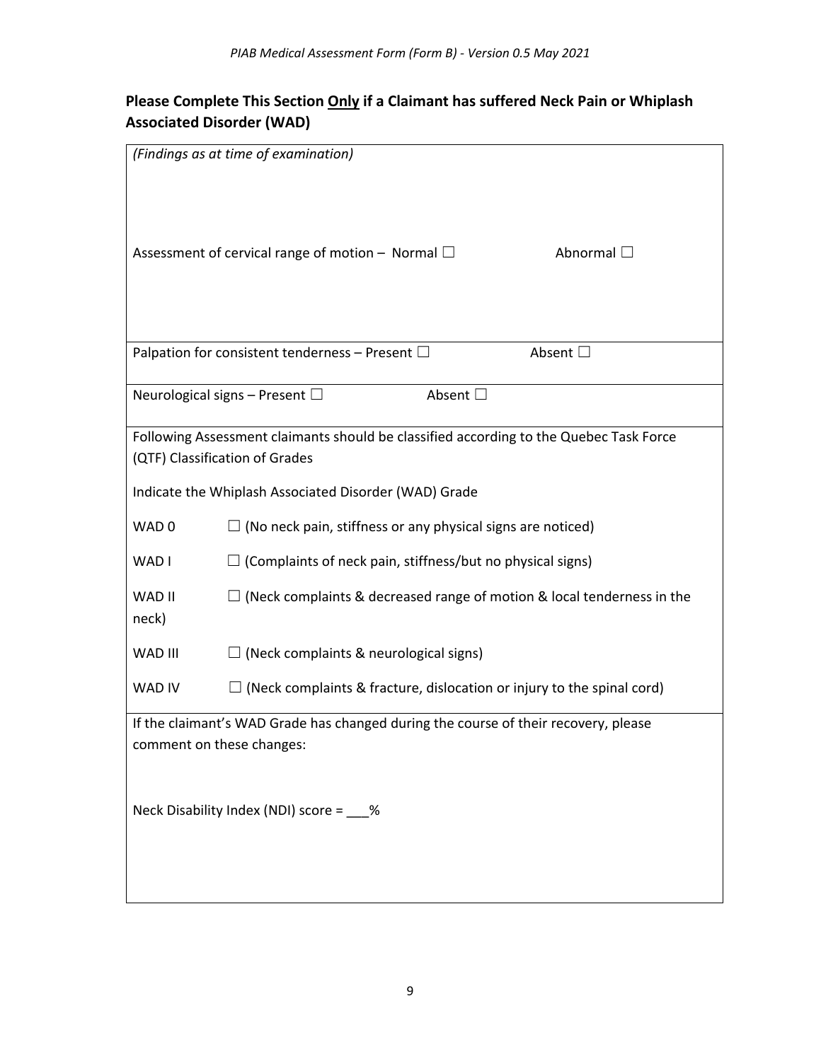## Please Complete This Section <u>Only</u> if a Claimant has suffered Neck Pain or Whiplash Associated Disorder (WAD)

*(Findings as at time of examination)*

Assessment of cervical range of motion – Normal ☐ Abnormal ☐

Palpation for consistent tenderness – Present ☐ Absent ☐

Neurological signs – Present ☐ Absent ☐

Following Assessment claimants should be classified according to the Quebec Task Force (QTF) Classification of Grades

Indicate the Whiplash Associated Disorder (WAD) Grade

| | |
|---|---|
| WAD 0 | ☐ (No neck pain, stiffness or any physical signs are noticed) |
| WAD I | ☐ (Complaints of neck pain, stiffness/but no physical signs) |
| WAD II | ☐ (Neck complaints & decreased range of motion & local tenderness in the neck) |
| WAD III | ☐ (Neck complaints & neurological signs) |
| WAD IV | ☐ (Neck complaints & fracture, dislocation or injury to the spinal cord) |

If the claimant's WAD Grade has changed during the course of their recovery, please comment on these changes:

Neck Disability Index (NDI) score = ___%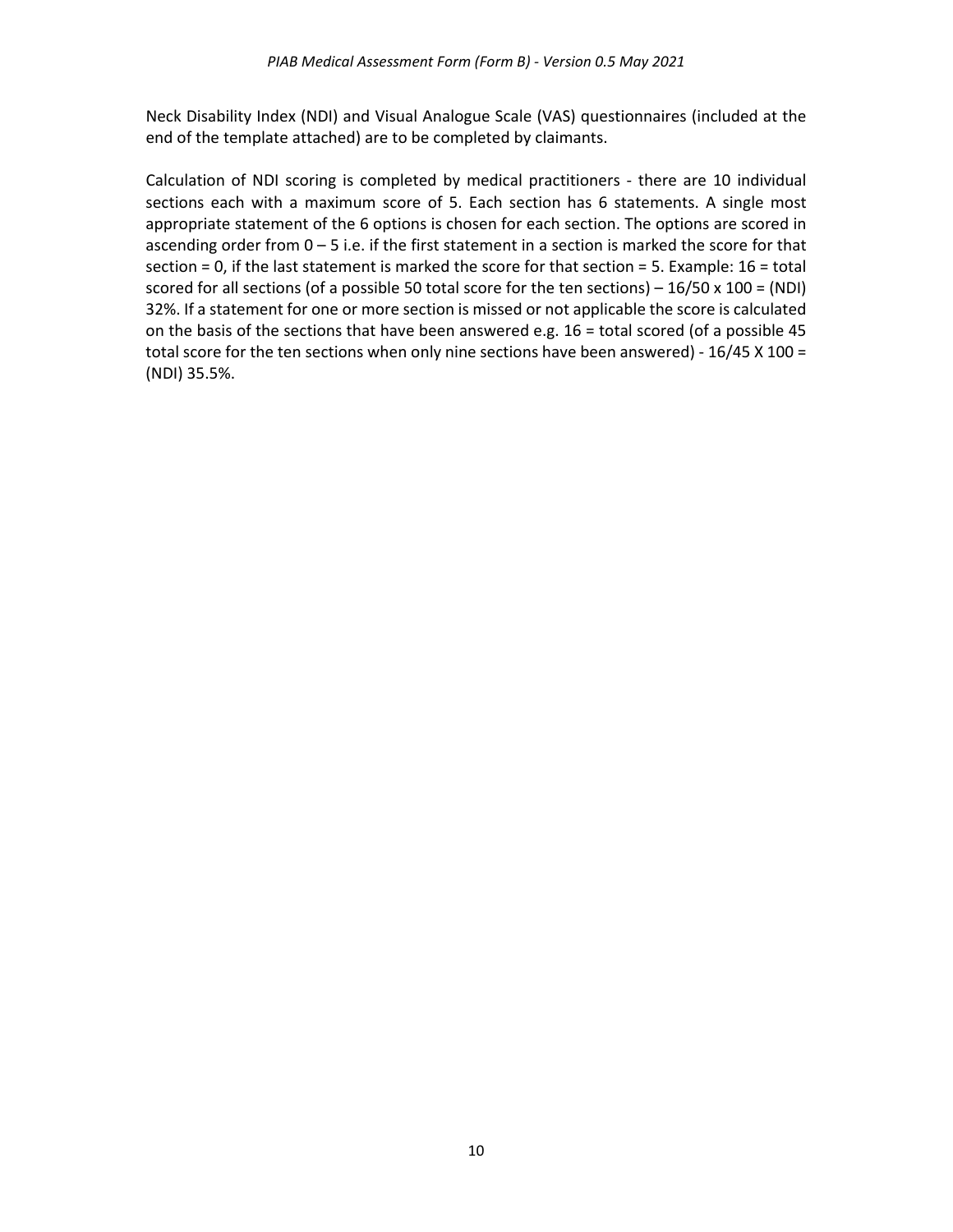Neck Disability Index (NDI) and Visual Analogue Scale (VAS) questionnaires (included at the end of the template attached) are to be completed by claimants.

Calculation of NDI scoring is completed by medical practitioners - there are 10 individual sections each with a maximum score of 5. Each section has 6 statements. A single most appropriate statement of the 6 options is chosen for each section. The options are scored in ascending order from 0 – 5 i.e. if the first statement in a section is marked the score for that section = 0, if the last statement is marked the score for that section = 5. Example: 16 = total scored for all sections (of a possible 50 total score for the ten sections) – 16/50 x 100 = (NDI) 32%. If a statement for one or more section is missed or not applicable the score is calculated on the basis of the sections that have been answered e.g. 16 = total scored (of a possible 45 total score for the ten sections when only nine sections have been answered) - 16/45 X 100 = (NDI) 35.5%.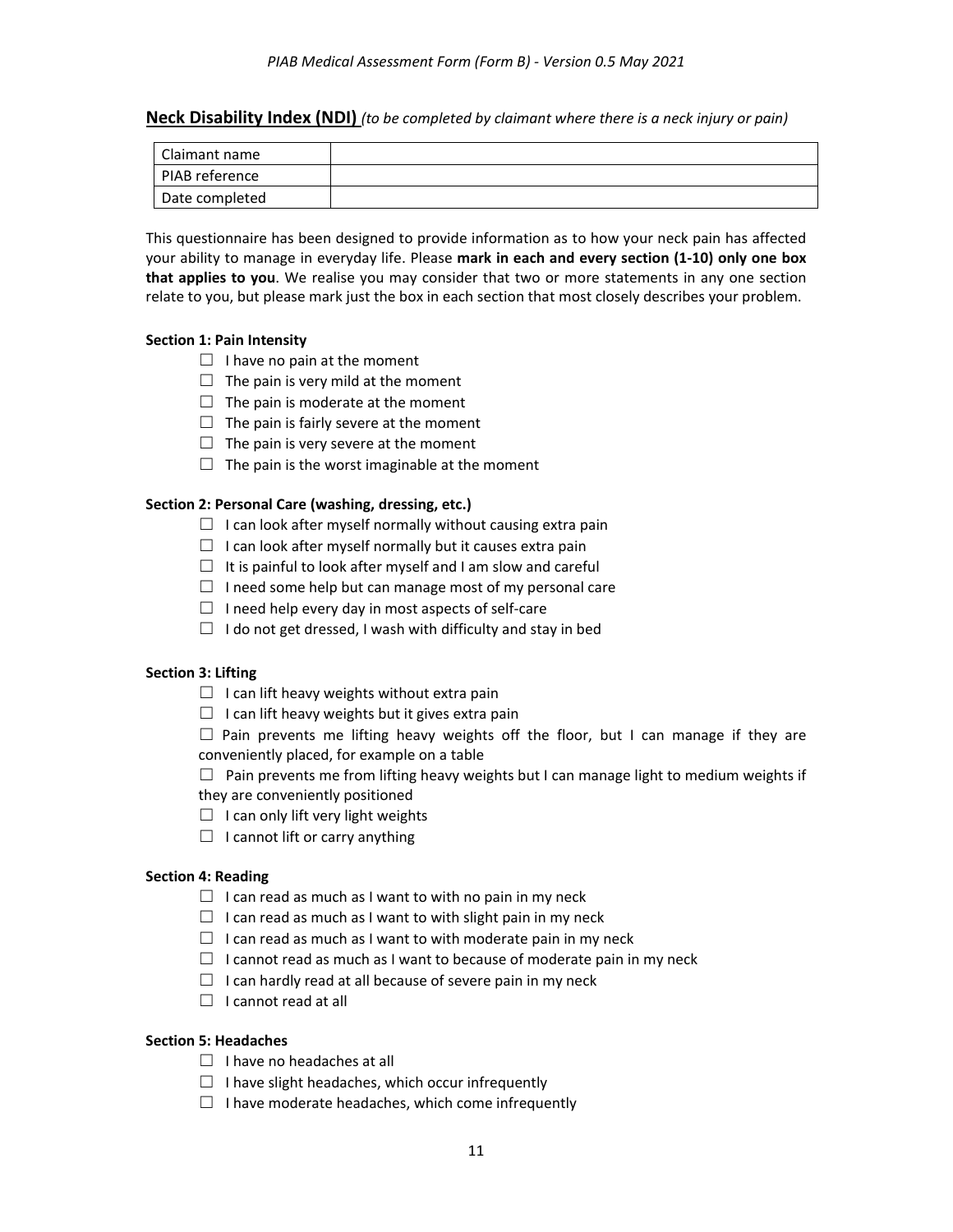## Neck Disability Index (NDI) *(to be completed by claimant where there is a neck injury or pain)*

| | |
|---|---|
| Claimant name | |
| PIAB reference | |
| Date completed | |

This questionnaire has been designed to provide information as to how your neck pain has affected your ability to manage in everyday life. Please **mark in each and every section (1-10) only one box that applies to you**. We realise you may consider that two or more statements in any one section relate to you, but please mark just the box in each section that most closely describes your problem.

**Section 1: Pain Intensity**

☐ I have no pain at the moment
☐ The pain is very mild at the moment
☐ The pain is moderate at the moment
☐ The pain is fairly severe at the moment
☐ The pain is very severe at the moment
☐ The pain is the worst imaginable at the moment

**Section 2: Personal Care (washing, dressing, etc.)**

☐ I can look after myself normally without causing extra pain
☐ I can look after myself normally but it causes extra pain
☐ It is painful to look after myself and I am slow and careful
☐ I need some help but can manage most of my personal care
☐ I need help every day in most aspects of self-care
☐ I do not get dressed, I wash with difficulty and stay in bed

**Section 3: Lifting**

☐ I can lift heavy weights without extra pain
☐ I can lift heavy weights but it gives extra pain
☐ Pain prevents me lifting heavy weights off the floor, but I can manage if they are conveniently placed, for example on a table
☐ Pain prevents me from lifting heavy weights but I can manage light to medium weights if they are conveniently positioned
☐ I can only lift very light weights
☐ I cannot lift or carry anything

**Section 4: Reading**

☐ I can read as much as I want to with no pain in my neck
☐ I can read as much as I want to with slight pain in my neck
☐ I can read as much as I want to with moderate pain in my neck
☐ I cannot read as much as I want to because of moderate pain in my neck
☐ I can hardly read at all because of severe pain in my neck
☐ I cannot read at all

**Section 5: Headaches**

☐ I have no headaches at all
☐ I have slight headaches, which occur infrequently
☐ I have moderate headaches, which come infrequently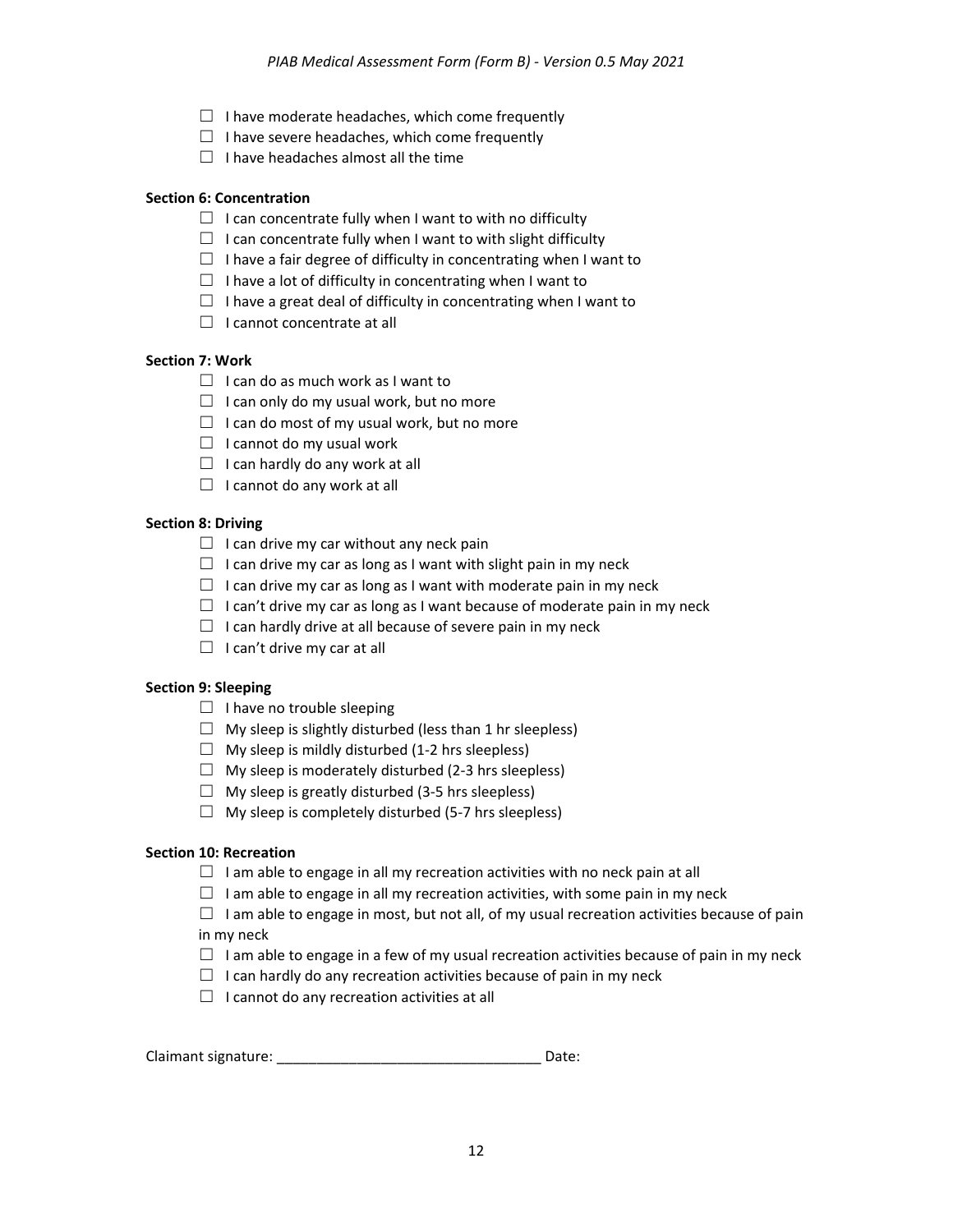- ☐ I have moderate headaches, which come frequently
- ☐ I have severe headaches, which come frequently
- ☐ I have headaches almost all the time

**Section 6: Concentration**

- ☐ I can concentrate fully when I want to with no difficulty
- ☐ I can concentrate fully when I want to with slight difficulty
- ☐ I have a fair degree of difficulty in concentrating when I want to
- ☐ I have a lot of difficulty in concentrating when I want to
- ☐ I have a great deal of difficulty in concentrating when I want to
- ☐ I cannot concentrate at all

**Section 7: Work**

- ☐ I can do as much work as I want to
- ☐ I can only do my usual work, but no more
- ☐ I can do most of my usual work, but no more
- ☐ I cannot do my usual work
- ☐ I can hardly do any work at all
- ☐ I cannot do any work at all

**Section 8: Driving**

- ☐ I can drive my car without any neck pain
- ☐ I can drive my car as long as I want with slight pain in my neck
- ☐ I can drive my car as long as I want with moderate pain in my neck
- ☐ I can't drive my car as long as I want because of moderate pain in my neck
- ☐ I can hardly drive at all because of severe pain in my neck
- ☐ I can't drive my car at all

**Section 9: Sleeping**

- ☐ I have no trouble sleeping
- ☐ My sleep is slightly disturbed (less than 1 hr sleepless)
- ☐ My sleep is mildly disturbed (1-2 hrs sleepless)
- ☐ My sleep is moderately disturbed (2-3 hrs sleepless)
- ☐ My sleep is greatly disturbed (3-5 hrs sleepless)
- ☐ My sleep is completely disturbed (5-7 hrs sleepless)

**Section 10: Recreation**

- ☐ I am able to engage in all my recreation activities with no neck pain at all
- ☐ I am able to engage in all my recreation activities, with some pain in my neck
- ☐ I am able to engage in most, but not all, of my usual recreation activities because of pain in my neck
- ☐ I am able to engage in a few of my usual recreation activities because of pain in my neck
- ☐ I can hardly do any recreation activities because of pain in my neck
- ☐ I cannot do any recreation activities at all

Claimant signature: _________________________________ Date: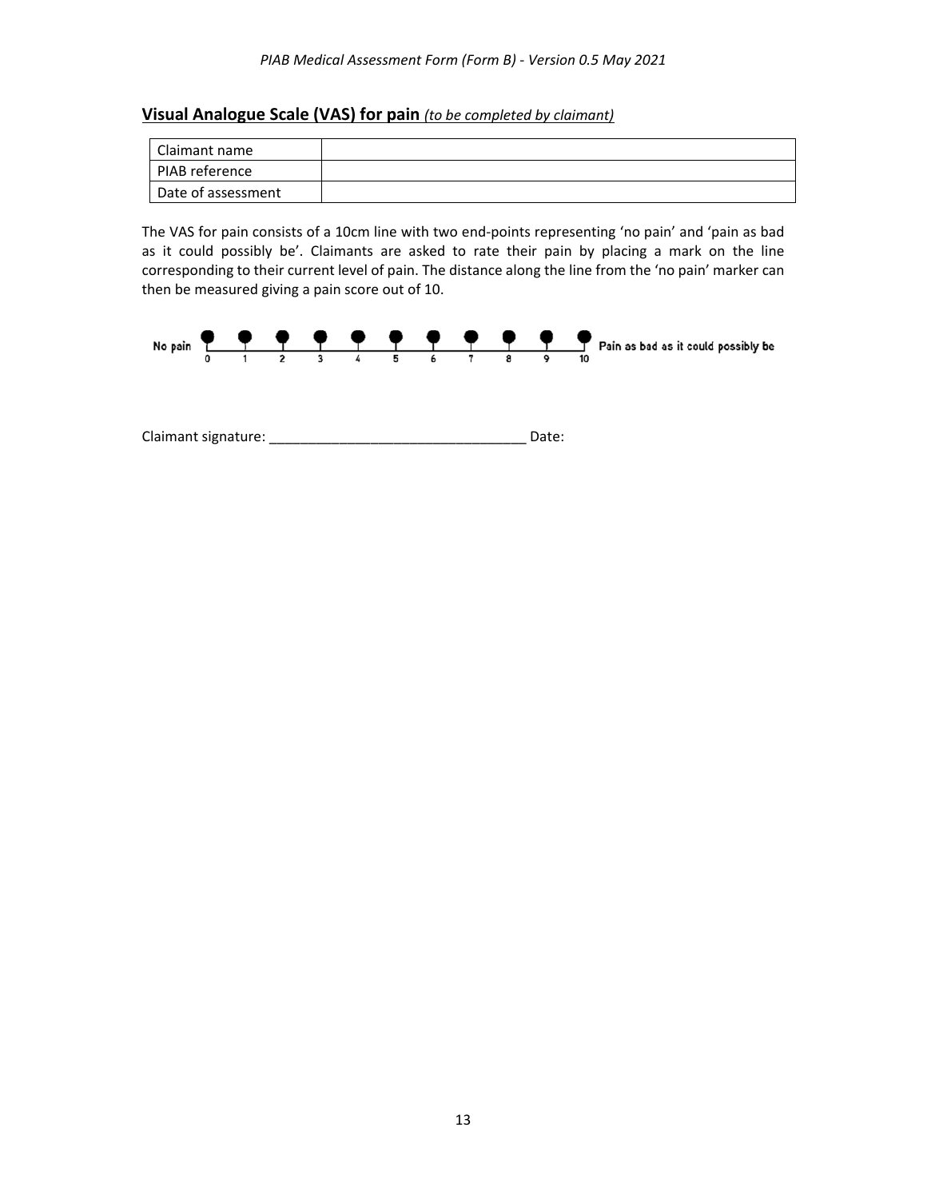## Visual Analogue Scale (VAS) for pain *(to be completed by claimant)*

| | |
|---|---|
| Claimant name | |
| PIAB reference | |
| Date of assessment | |

The VAS for pain consists of a 10cm line with two end-points representing 'no pain' and 'pain as bad as it could possibly be'. Claimants are asked to rate their pain by placing a mark on the line corresponding to their current level of pain. The distance along the line from the 'no pain' marker can then be measured giving a pain score out of 10.

No pain

0 1 2 3 4 5 6 7 8 9 10

Pain as bad as it could possibly be

Claimant signature: _________________________________ Date: